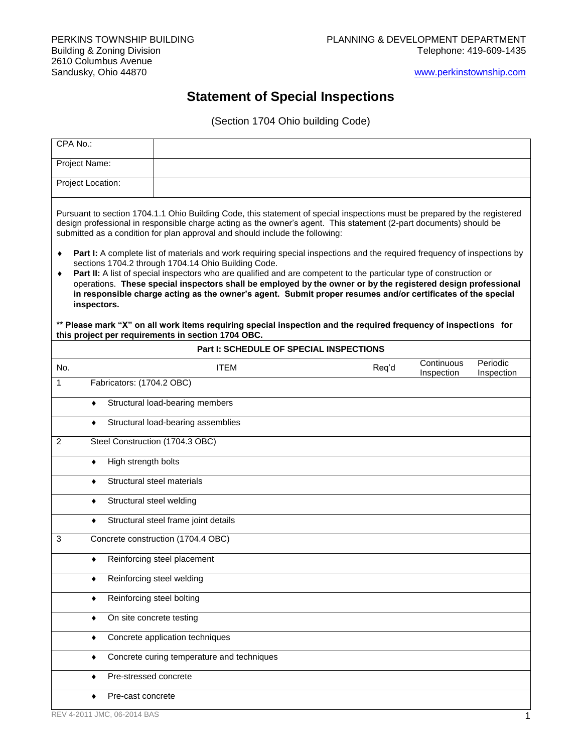PERKINS TOWNSHIP BUILDING
Building & Zoning Division
2610 Columbus Avenue
Sandusky, Ohio 44870

PLANNING & DEVELOPMENT DEPARTMENT
Telephone: 419-609-1435

www.perkinstownship.com

# Statement of Special Inspections

(Section 1704 Ohio building Code)

| CPA No.: | |
|---|---|
| Project Name: | |
| Project Location: | |

Pursuant to section 1704.1.1 Ohio Building Code, this statement of special inspections must be prepared by the registered design professional in responsible charge acting as the owner's agent. This statement (2-part documents) should be submitted as a condition for plan approval and should include the following:

- **Part I:** A complete list of materials and work requiring special inspections and the required frequency of inspections by sections 1704.2 through 1704.14 Ohio Building Code.
- **Part II:** A list of special inspectors who are qualified and are competent to the particular type of construction or operations. **These special inspectors shall be employed by the owner or by the registered design professional in responsible charge acting as the owner's agent. Submit proper resumes and/or certificates of the special inspectors.**

**** Please mark "X" on all work items requiring special inspection and the required frequency of inspections for this project per requirements in section 1704 OBC.**

**Part I: SCHEDULE OF SPECIAL INSPECTIONS**

| No. | ITEM | Req'd | Continuous Inspection | Periodic Inspection |
|---|---|---|---|---|
| 1 | Fabricators: (1704.2 OBC) | | | |
| | ♦ Structural load-bearing members | | | |
| | ♦ Structural load-bearing assemblies | | | |
| 2 | Steel Construction (1704.3 OBC) | | | |
| | ♦ High strength bolts | | | |
| | ♦ Structural steel materials | | | |
| | ♦ Structural steel welding | | | |
| | ♦ Structural steel frame joint details | | | |
| 3 | Concrete construction (1704.4 OBC) | | | |
| | ♦ Reinforcing steel placement | | | |
| | ♦ Reinforcing steel welding | | | |
| | ♦ Reinforcing steel bolting | | | |
| | ♦ On site concrete testing | | | |
| | ♦ Concrete application techniques | | | |
| | ♦ Concrete curing temperature and techniques | | | |
| | ♦ Pre-stressed concrete | | | |
| | ♦ Pre-cast concrete | | | |

REV 4-2011 JMC, 06-2014 BAS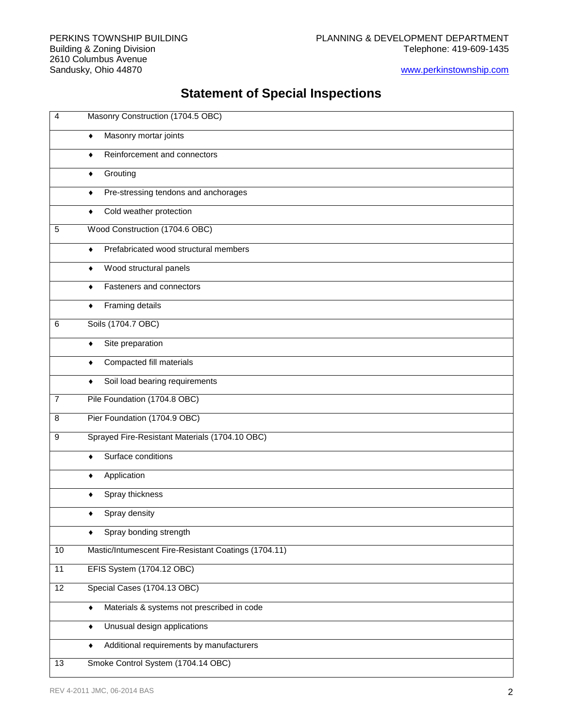# Statement of Special Inspections

| | |
|---|---|
| 4 | Masonry Construction (1704.5 OBC) |
| | ♦ Masonry mortar joints |
| | ♦ Reinforcement and connectors |
| | ♦ Grouting |
| | ♦ Pre-stressing tendons and anchorages |
| | ♦ Cold weather protection |
| 5 | Wood Construction (1704.6 OBC) |
| | ♦ Prefabricated wood structural members |
| | ♦ Wood structural panels |
| | ♦ Fasteners and connectors |
| | ♦ Framing details |
| 6 | Soils (1704.7 OBC) |
| | ♦ Site preparation |
| | ♦ Compacted fill materials |
| | ♦ Soil load bearing requirements |
| 7 | Pile Foundation (1704.8 OBC) |
| 8 | Pier Foundation (1704.9 OBC) |
| 9 | Sprayed Fire-Resistant Materials (1704.10 OBC) |
| | ♦ Surface conditions |
| | ♦ Application |
| | ♦ Spray thickness |
| | ♦ Spray density |
| | ♦ Spray bonding strength |
| 10 | Mastic/Intumescent Fire-Resistant Coatings (1704.11) |
| 11 | EFIS System (1704.12 OBC) |
| 12 | Special Cases (1704.13 OBC) |
| | ♦ Materials & systems not prescribed in code |
| | ♦ Unusual design applications |
| | ♦ Additional requirements by manufacturers |
| 13 | Smoke Control System (1704.14 OBC) |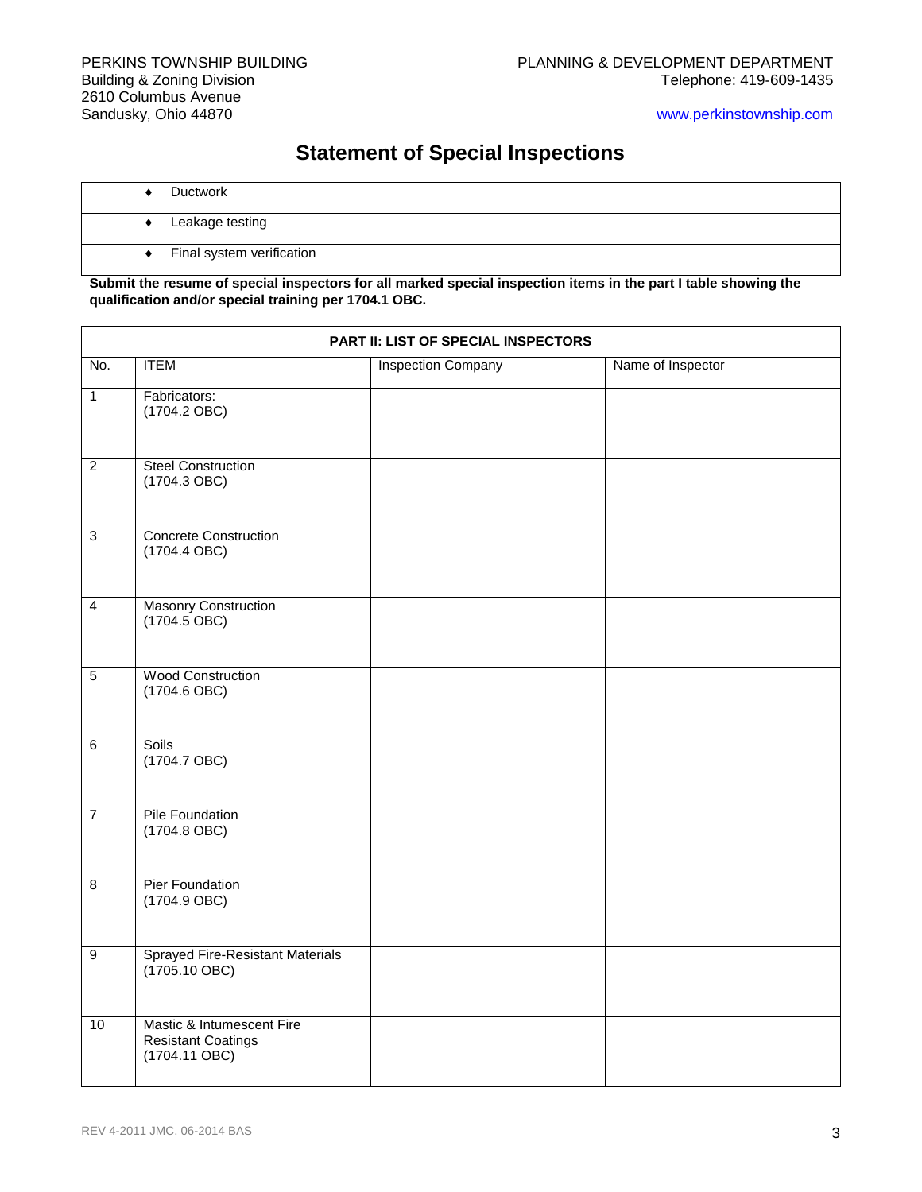PERKINS TOWNSHIP BUILDING
Building & Zoning Division
2610 Columbus Avenue
Sandusky, Ohio 44870

PLANNING & DEVELOPMENT DEPARTMENT
Telephone: 419-609-1435

www.perkinstownship.com

# Statement of Special Inspections

| |
|---|
| ♦ Ductwork |
| ♦ Leakage testing |
| ♦ Final system verification |

**Submit the resume of special inspectors for all marked special inspection items in the part I table showing the qualification and/or special training per 1704.1 OBC.**

| PART II: LIST OF SPECIAL INSPECTORS | | | |
|---|---|---|---|
| No. | ITEM | Inspection Company | Name of Inspector |
| 1 | Fabricators: (1704.2 OBC) | | |
| 2 | Steel Construction (1704.3 OBC) | | |
| 3 | Concrete Construction (1704.4 OBC) | | |
| 4 | Masonry Construction (1704.5 OBC) | | |
| 5 | Wood Construction (1704.6 OBC) | | |
| 6 | Soils (1704.7 OBC) | | |
| 7 | Pile Foundation (1704.8 OBC) | | |
| 8 | Pier Foundation (1704.9 OBC) | | |
| 9 | Sprayed Fire-Resistant Materials (1705.10 OBC) | | |
| 10 | Mastic & Intumescent Fire Resistant Coatings (1704.11 OBC) | | |

REV 4-2011 JMC, 06-2014 BAS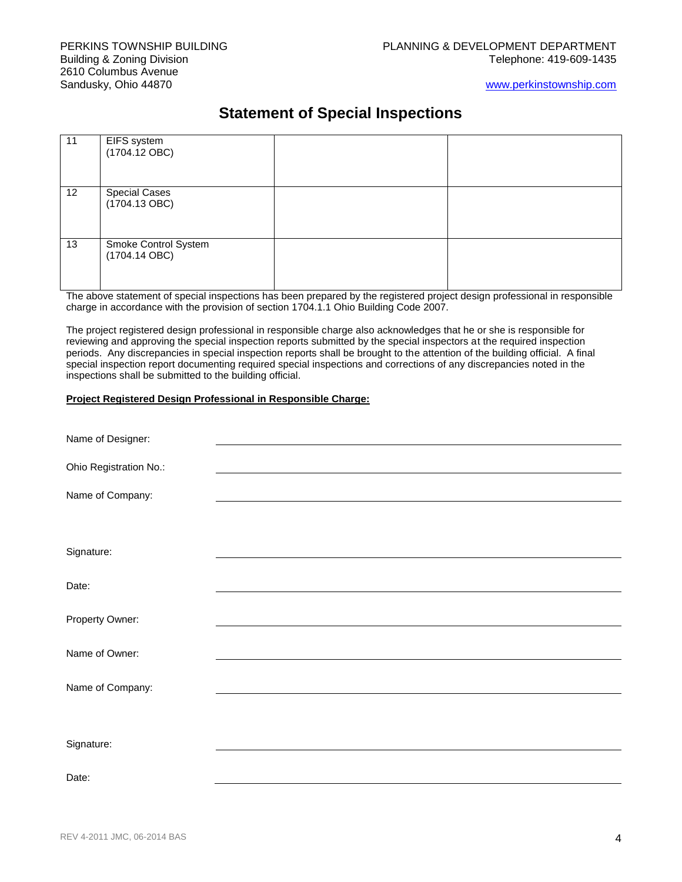PERKINS TOWNSHIP BUILDING
Building & Zoning Division
2610 Columbus Avenue
Sandusky, Ohio 44870

PLANNING & DEVELOPMENT DEPARTMENT
Telephone: 419-609-1435

www.perkinstownship.com

# Statement of Special Inspections

| | | | |
|---|---|---|---|
| 11 | EIFS system (1704.12 OBC) | | |
| 12 | Special Cases (1704.13 OBC) | | |
| 13 | Smoke Control System (1704.14 OBC) | | |

The above statement of special inspections has been prepared by the registered project design professional in responsible charge in accordance with the provision of section 1704.1.1 Ohio Building Code 2007.

The project registered design professional in responsible charge also acknowledges that he or she is responsible for reviewing and approving the special inspection reports submitted by the special inspectors at the required inspection periods. Any discrepancies in special inspection reports shall be brought to the attention of the building official. A final special inspection report documenting required special inspections and corrections of any discrepancies noted in the inspections shall be submitted to the building official.

**Project Registered Design Professional in Responsible Charge:**

Name of Designer: ______________________________

Ohio Registration No.: ______________________________

Name of Company: ______________________________

Signature: ______________________________

Date: ______________________________

Property Owner: ______________________________

Name of Owner: ______________________________

Name of Company: ______________________________

Signature: ______________________________

Date: ______________________________

REV 4-2011 JMC, 06-2014 BAS